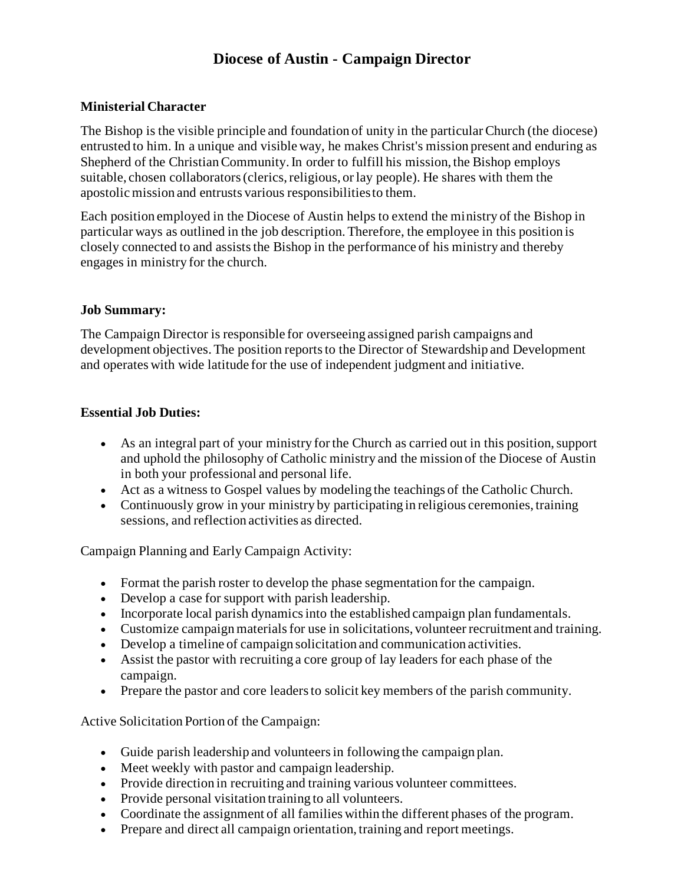# Diocese of Austin - Campaign Director

**Ministerial Character**

The Bishop is the visible principle and foundation of unity in the particular Church (the diocese) entrusted to him. In a unique and visible way, he makes Christ's mission present and enduring as Shepherd of the Christian Community. In order to fulfill his mission, the Bishop employs suitable, chosen collaborators (clerics, religious, or lay people). He shares with them the apostolic mission and entrusts various responsibilities to them.

Each position employed in the Diocese of Austin helps to extend the ministry of the Bishop in particular ways as outlined in the job description. Therefore, the employee in this position is closely connected to and assists the Bishop in the performance of his ministry and thereby engages in ministry for the church.

**Job Summary:**

The Campaign Director is responsible for overseeing assigned parish campaigns and development objectives. The position reports to the Director of Stewardship and Development and operates with wide latitude for the use of independent judgment and initiative.

**Essential Job Duties:**

- As an integral part of your ministry for the Church as carried out in this position, support and uphold the philosophy of Catholic ministry and the mission of the Diocese of Austin in both your professional and personal life.
- Act as a witness to Gospel values by modeling the teachings of the Catholic Church.
- Continuously grow in your ministry by participating in religious ceremonies, training sessions, and reflection activities as directed.

Campaign Planning and Early Campaign Activity:

- Format the parish roster to develop the phase segmentation for the campaign.
- Develop a case for support with parish leadership.
- Incorporate local parish dynamics into the established campaign plan fundamentals.
- Customize campaign materials for use in solicitations, volunteer recruitment and training.
- Develop a timeline of campaign solicitation and communication activities.
- Assist the pastor with recruiting a core group of lay leaders for each phase of the campaign.
- Prepare the pastor and core leaders to solicit key members of the parish community.

Active Solicitation Portion of the Campaign:

- Guide parish leadership and volunteers in following the campaign plan.
- Meet weekly with pastor and campaign leadership.
- Provide direction in recruiting and training various volunteer committees.
- Provide personal visitation training to all volunteers.
- Coordinate the assignment of all families within the different phases of the program.
- Prepare and direct all campaign orientation, training and report meetings.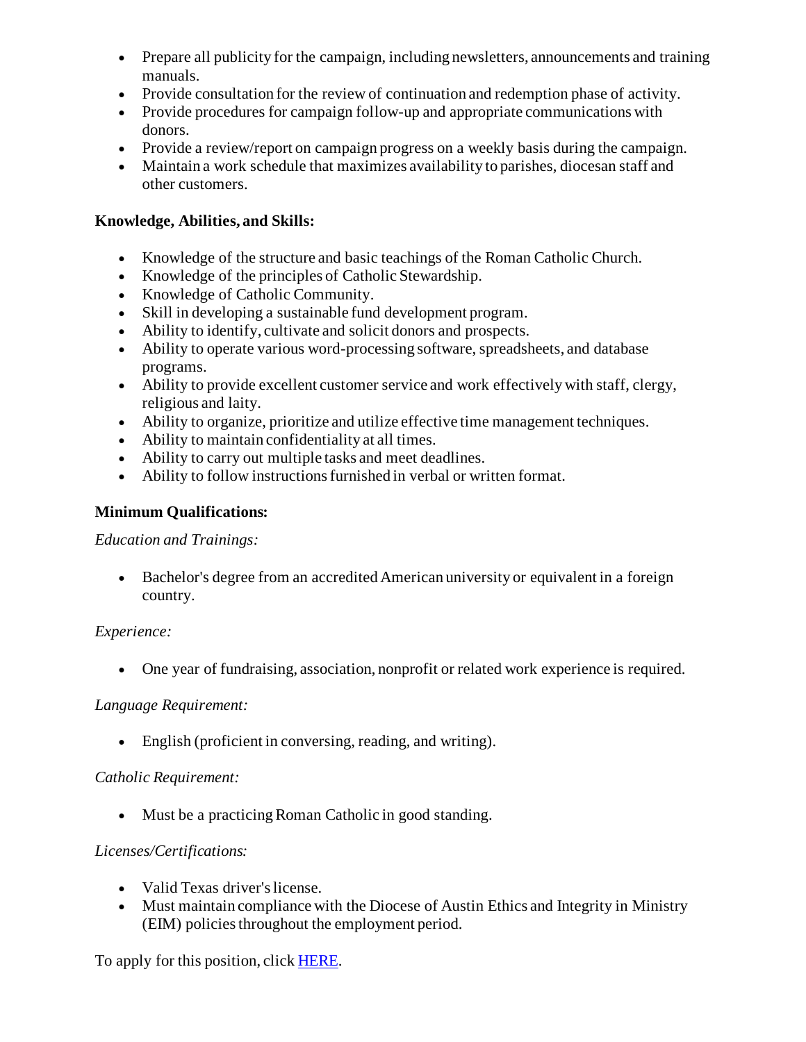- Prepare all publicity for the campaign, including newsletters, announcements and training manuals.
- Provide consultation for the review of continuation and redemption phase of activity.
- Provide procedures for campaign follow-up and appropriate communications with donors.
- Provide a review/report on campaign progress on a weekly basis during the campaign.
- Maintain a work schedule that maximizes availability to parishes, diocesan staff and other customers.

**Knowledge, Abilities, and Skills:**

- Knowledge of the structure and basic teachings of the Roman Catholic Church.
- Knowledge of the principles of Catholic Stewardship.
- Knowledge of Catholic Community.
- Skill in developing a sustainable fund development program.
- Ability to identify, cultivate and solicit donors and prospects.
- Ability to operate various word-processing software, spreadsheets, and database programs.
- Ability to provide excellent customer service and work effectively with staff, clergy, religious and laity.
- Ability to organize, prioritize and utilize effective time management techniques.
- Ability to maintain confidentiality at all times.
- Ability to carry out multiple tasks and meet deadlines.
- Ability to follow instructions furnished in verbal or written format.

**Minimum Qualifications:**

*Education and Trainings:*

- Bachelor's degree from an accredited American university or equivalent in a foreign country.

*Experience:*

- One year of fundraising, association, nonprofit or related work experience is required.

*Language Requirement:*

- English (proficient in conversing, reading, and writing).

*Catholic Requirement:*

- Must be a practicing Roman Catholic in good standing.

*Licenses/Certifications:*

- Valid Texas driver's license.
- Must maintain compliance with the Diocese of Austin Ethics and Integrity in Ministry (EIM) policies throughout the employment period.

To apply for this position, click HERE.